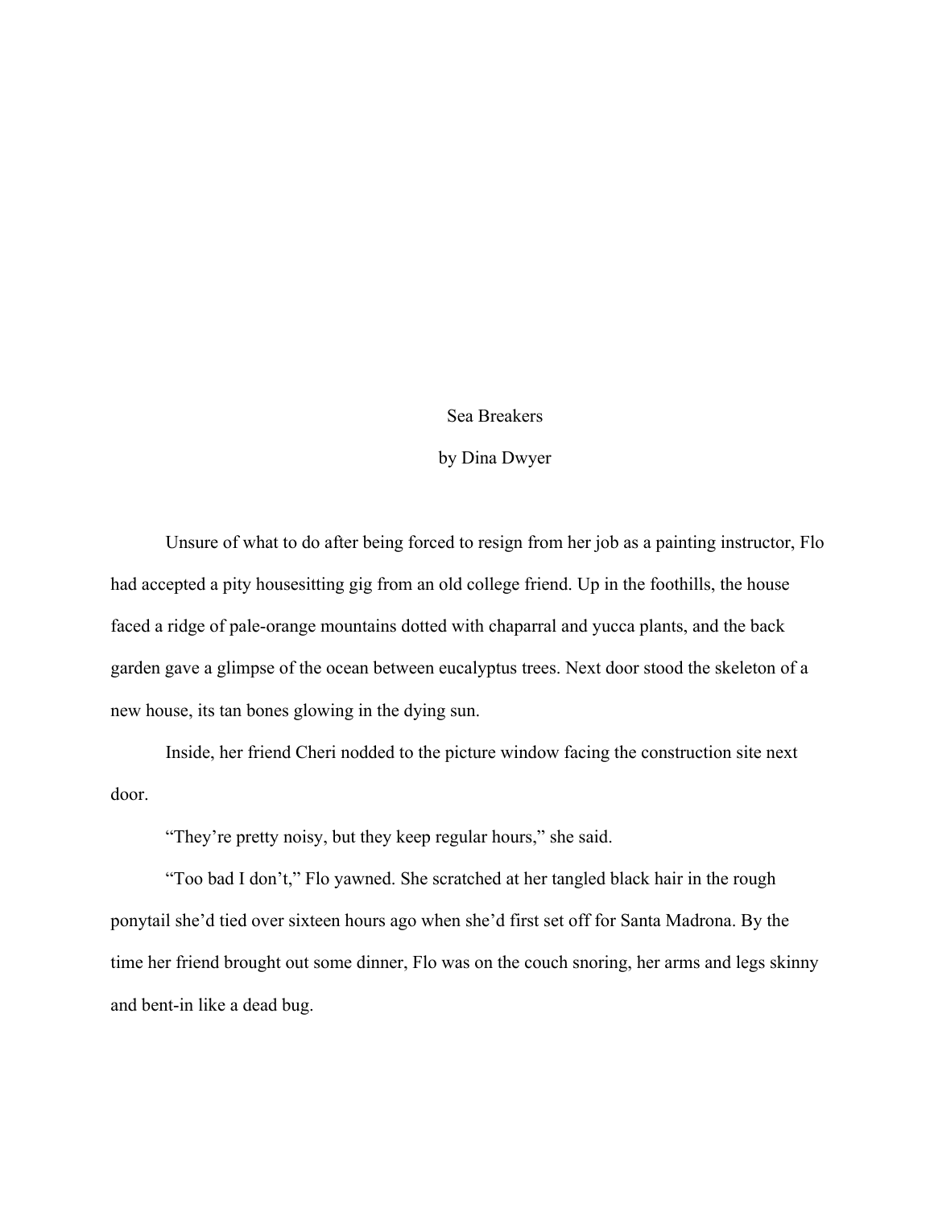# Sea Breakers

by Dina Dwyer

Unsure of what to do after being forced to resign from her job as a painting instructor, Flo had accepted a pity housesitting gig from an old college friend. Up in the foothills, the house faced a ridge of pale-orange mountains dotted with chaparral and yucca plants, and the back garden gave a glimpse of the ocean between eucalyptus trees. Next door stood the skeleton of a new house, its tan bones glowing in the dying sun.

Inside, her friend Cheri nodded to the picture window facing the construction site next door.

"They're pretty noisy, but they keep regular hours," she said.

"Too bad I don't," Flo yawned. She scratched at her tangled black hair in the rough ponytail she'd tied over sixteen hours ago when she'd first set off for Santa Madrona. By the time her friend brought out some dinner, Flo was on the couch snoring, her arms and legs skinny and bent-in like a dead bug.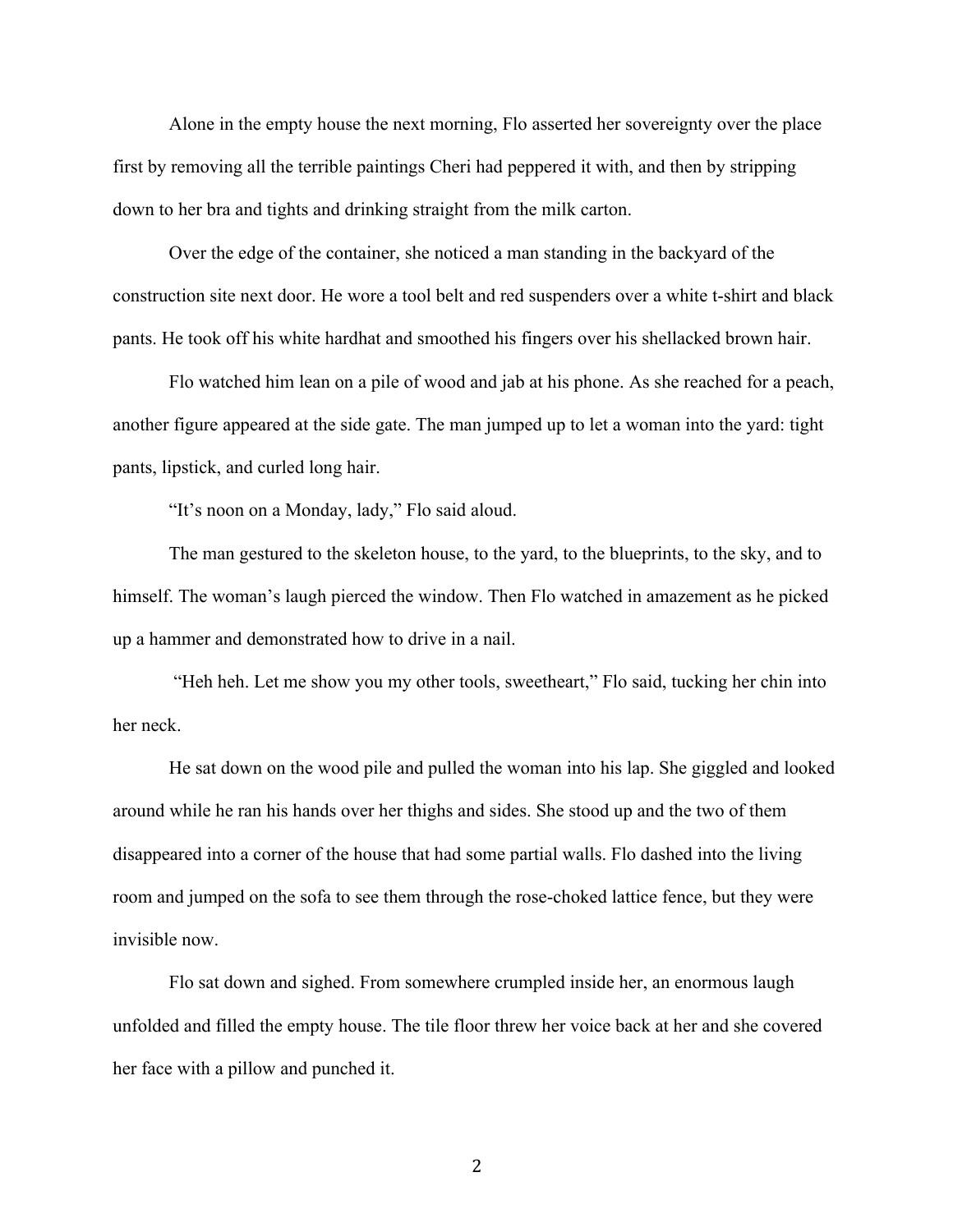Alone in the empty house the next morning, Flo asserted her sovereignty over the place first by removing all the terrible paintings Cheri had peppered it with, and then by stripping down to her bra and tights and drinking straight from the milk carton.

Over the edge of the container, she noticed a man standing in the backyard of the construction site next door. He wore a tool belt and red suspenders over a white t-shirt and black pants. He took off his white hardhat and smoothed his fingers over his shellacked brown hair.

Flo watched him lean on a pile of wood and jab at his phone. As she reached for a peach, another figure appeared at the side gate. The man jumped up to let a woman into the yard: tight pants, lipstick, and curled long hair.

"It's noon on a Monday, lady," Flo said aloud.

The man gestured to the skeleton house, to the yard, to the blueprints, to the sky, and to himself. The woman's laugh pierced the window. Then Flo watched in amazement as he picked up a hammer and demonstrated how to drive in a nail.

"Heh heh. Let me show you my other tools, sweetheart," Flo said, tucking her chin into her neck.

He sat down on the wood pile and pulled the woman into his lap. She giggled and looked around while he ran his hands over her thighs and sides. She stood up and the two of them disappeared into a corner of the house that had some partial walls. Flo dashed into the living room and jumped on the sofa to see them through the rose-choked lattice fence, but they were invisible now.

Flo sat down and sighed. From somewhere crumpled inside her, an enormous laugh unfolded and filled the empty house. The tile floor threw her voice back at her and she covered her face with a pillow and punched it.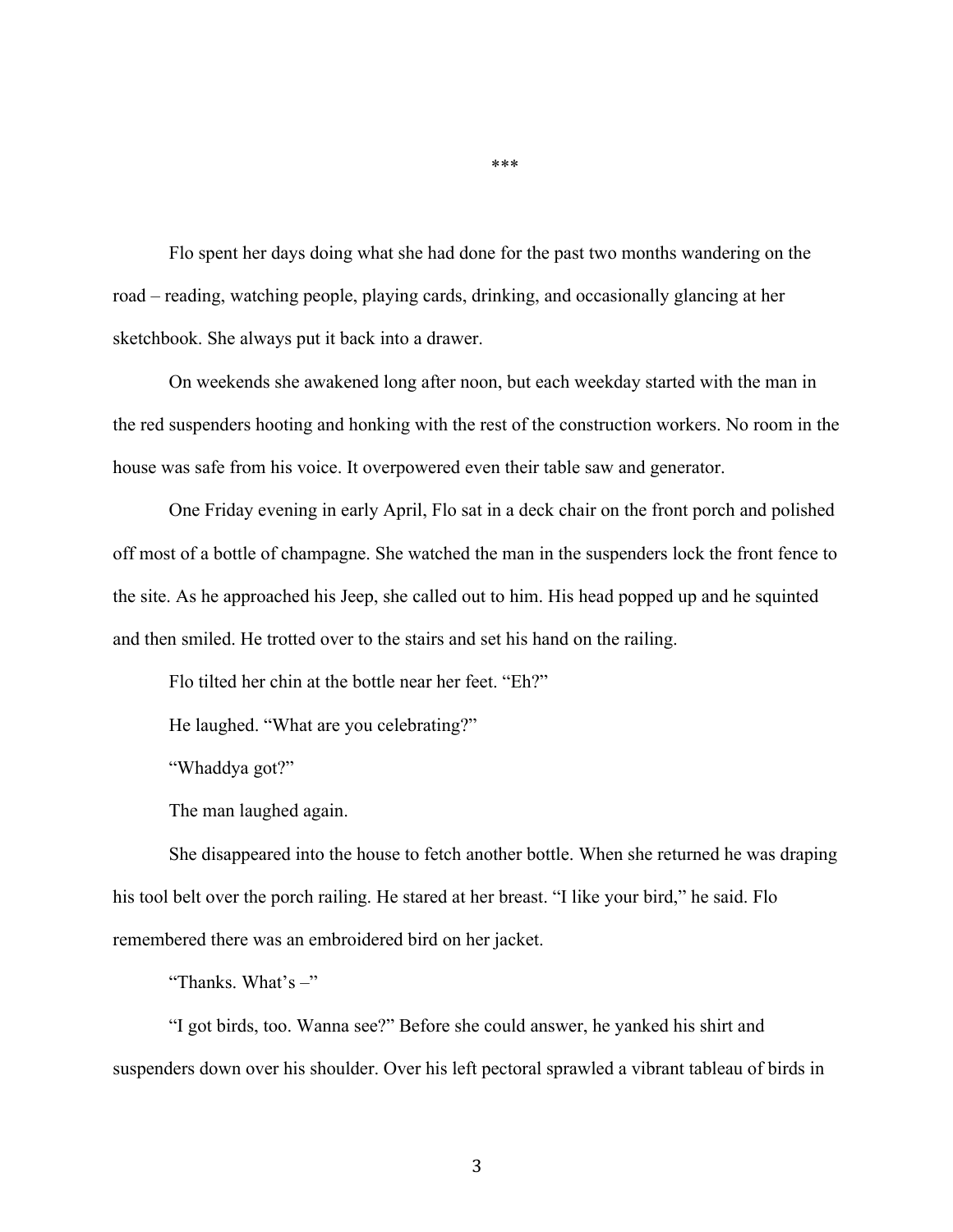***

Flo spent her days doing what she had done for the past two months wandering on the road – reading, watching people, playing cards, drinking, and occasionally glancing at her sketchbook. She always put it back into a drawer.

On weekends she awakened long after noon, but each weekday started with the man in the red suspenders hooting and honking with the rest of the construction workers. No room in the house was safe from his voice. It overpowered even their table saw and generator.

One Friday evening in early April, Flo sat in a deck chair on the front porch and polished off most of a bottle of champagne. She watched the man in the suspenders lock the front fence to the site. As he approached his Jeep, she called out to him. His head popped up and he squinted and then smiled. He trotted over to the stairs and set his hand on the railing.

Flo tilted her chin at the bottle near her feet. "Eh?"

He laughed. "What are you celebrating?"

"Whaddya got?"

The man laughed again.

She disappeared into the house to fetch another bottle. When she returned he was draping his tool belt over the porch railing. He stared at her breast. "I like your bird," he said. Flo remembered there was an embroidered bird on her jacket.

"Thanks. What's –"

"I got birds, too. Wanna see?" Before she could answer, he yanked his shirt and suspenders down over his shoulder. Over his left pectoral sprawled a vibrant tableau of birds in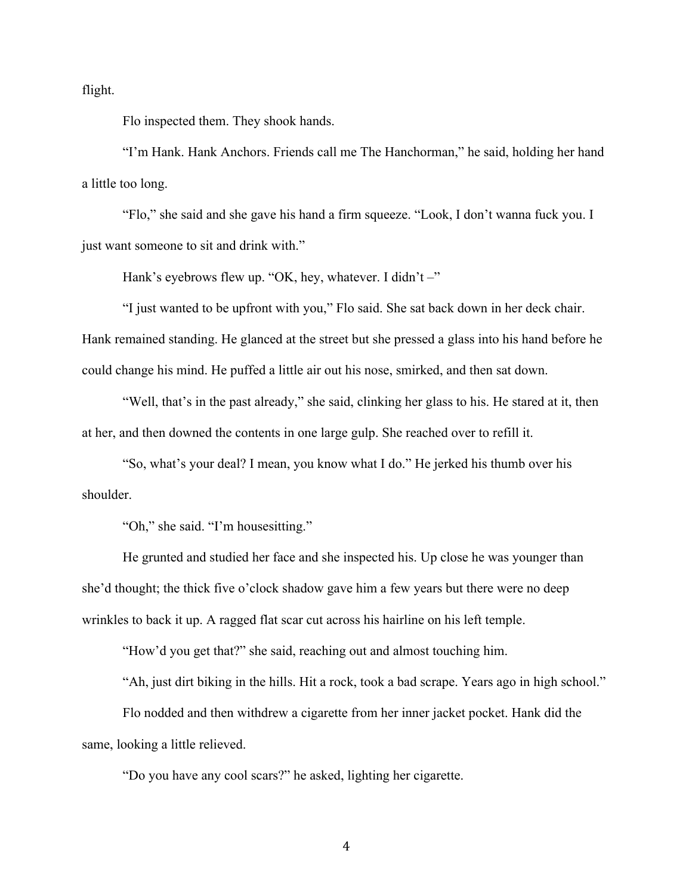flight.

Flo inspected them. They shook hands.

"I'm Hank. Hank Anchors. Friends call me The Hanchorman," he said, holding her hand a little too long.

"Flo," she said and she gave his hand a firm squeeze. "Look, I don't wanna fuck you. I just want someone to sit and drink with."

Hank's eyebrows flew up. "OK, hey, whatever. I didn't –"

"I just wanted to be upfront with you," Flo said. She sat back down in her deck chair. Hank remained standing. He glanced at the street but she pressed a glass into his hand before he could change his mind. He puffed a little air out his nose, smirked, and then sat down.

"Well, that's in the past already," she said, clinking her glass to his. He stared at it, then at her, and then downed the contents in one large gulp. She reached over to refill it.

"So, what's your deal? I mean, you know what I do." He jerked his thumb over his shoulder.

"Oh," she said. "I'm housesitting."

He grunted and studied her face and she inspected his. Up close he was younger than she'd thought; the thick five o'clock shadow gave him a few years but there were no deep wrinkles to back it up. A ragged flat scar cut across his hairline on his left temple.

"How'd you get that?" she said, reaching out and almost touching him.

"Ah, just dirt biking in the hills. Hit a rock, took a bad scrape. Years ago in high school."

Flo nodded and then withdrew a cigarette from her inner jacket pocket. Hank did the same, looking a little relieved.

"Do you have any cool scars?" he asked, lighting her cigarette.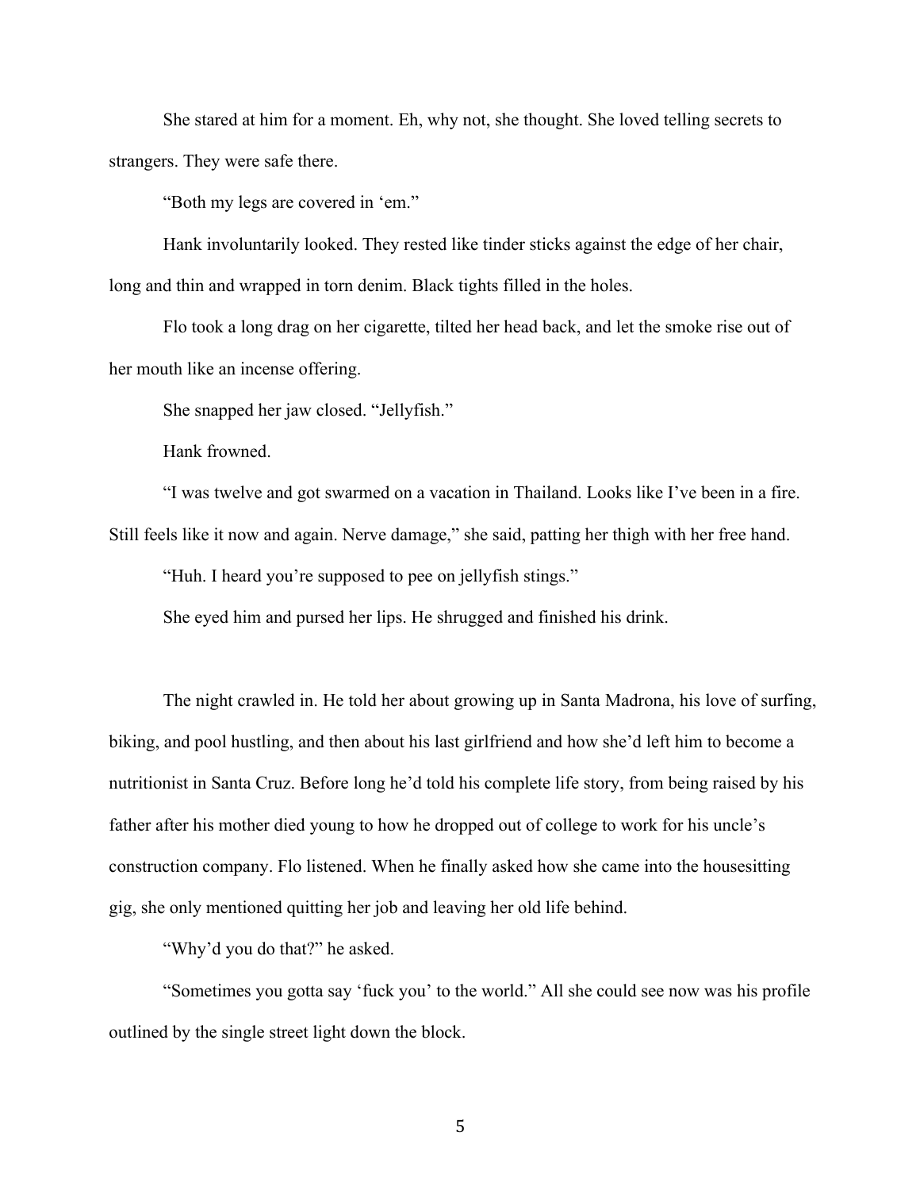She stared at him for a moment. Eh, why not, she thought. She loved telling secrets to strangers. They were safe there.

"Both my legs are covered in 'em."

Hank involuntarily looked. They rested like tinder sticks against the edge of her chair, long and thin and wrapped in torn denim. Black tights filled in the holes.

Flo took a long drag on her cigarette, tilted her head back, and let the smoke rise out of her mouth like an incense offering.

She snapped her jaw closed. "Jellyfish."

Hank frowned.

"I was twelve and got swarmed on a vacation in Thailand. Looks like I've been in a fire. Still feels like it now and again. Nerve damage," she said, patting her thigh with her free hand.

"Huh. I heard you're supposed to pee on jellyfish stings."

She eyed him and pursed her lips. He shrugged and finished his drink.

The night crawled in. He told her about growing up in Santa Madrona, his love of surfing, biking, and pool hustling, and then about his last girlfriend and how she'd left him to become a nutritionist in Santa Cruz. Before long he'd told his complete life story, from being raised by his father after his mother died young to how he dropped out of college to work for his uncle's construction company. Flo listened. When he finally asked how she came into the housesitting gig, she only mentioned quitting her job and leaving her old life behind.

"Why'd you do that?" he asked.

"Sometimes you gotta say 'fuck you' to the world." All she could see now was his profile outlined by the single street light down the block.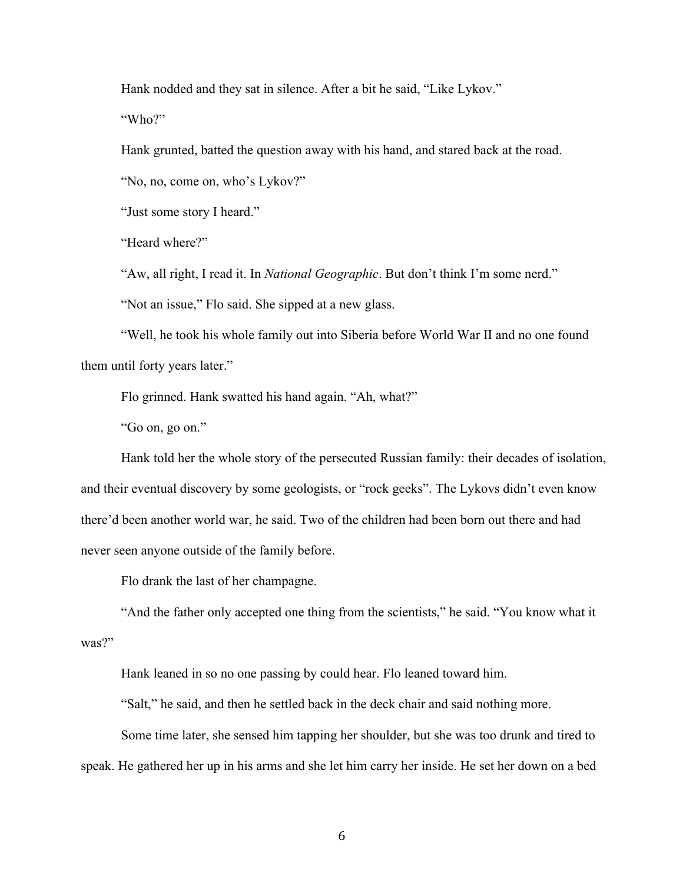Hank nodded and they sat in silence. After a bit he said, “Like Lykov.”

“Who?”

Hank grunted, batted the question away with his hand, and stared back at the road.

“No, no, come on, who’s Lykov?”

“Just some story I heard.”

“Heard where?”

“Aw, all right, I read it. In *National Geographic*. But don’t think I’m some nerd.”

“Not an issue,” Flo said. She sipped at a new glass.

“Well, he took his whole family out into Siberia before World War II and no one found them until forty years later.”

Flo grinned. Hank swatted his hand again. “Ah, what?”

“Go on, go on.”

Hank told her the whole story of the persecuted Russian family: their decades of isolation, and their eventual discovery by some geologists, or “rock geeks”. The Lykovs didn’t even know there’d been another world war, he said. Two of the children had been born out there and had never seen anyone outside of the family before.

Flo drank the last of her champagne.

“And the father only accepted one thing from the scientists,” he said. “You know what it was?”

Hank leaned in so no one passing by could hear. Flo leaned toward him.

“Salt,” he said, and then he settled back in the deck chair and said nothing more.

Some time later, she sensed him tapping her shoulder, but she was too drunk and tired to speak. He gathered her up in his arms and she let him carry her inside. He set her down on a bed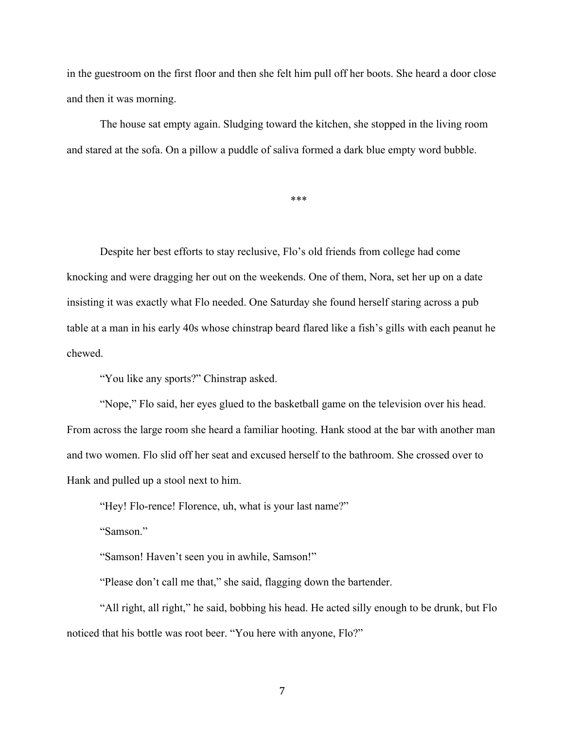in the guestroom on the first floor and then she felt him pull off her boots. She heard a door close and then it was morning.

The house sat empty again. Sludging toward the kitchen, she stopped in the living room and stared at the sofa. On a pillow a puddle of saliva formed a dark blue empty word bubble.

***

Despite her best efforts to stay reclusive, Flo's old friends from college had come knocking and were dragging her out on the weekends. One of them, Nora, set her up on a date insisting it was exactly what Flo needed. One Saturday she found herself staring across a pub table at a man in his early 40s whose chinstrap beard flared like a fish's gills with each peanut he chewed.

"You like any sports?" Chinstrap asked.

"Nope," Flo said, her eyes glued to the basketball game on the television over his head. From across the large room she heard a familiar hooting. Hank stood at the bar with another man and two women. Flo slid off her seat and excused herself to the bathroom. She crossed over to Hank and pulled up a stool next to him.

"Hey! Flo-rence! Florence, uh, what is your last name?"

"Samson."

"Samson! Haven't seen you in awhile, Samson!"

"Please don't call me that," she said, flagging down the bartender.

"All right, all right," he said, bobbing his head. He acted silly enough to be drunk, but Flo noticed that his bottle was root beer. "You here with anyone, Flo?"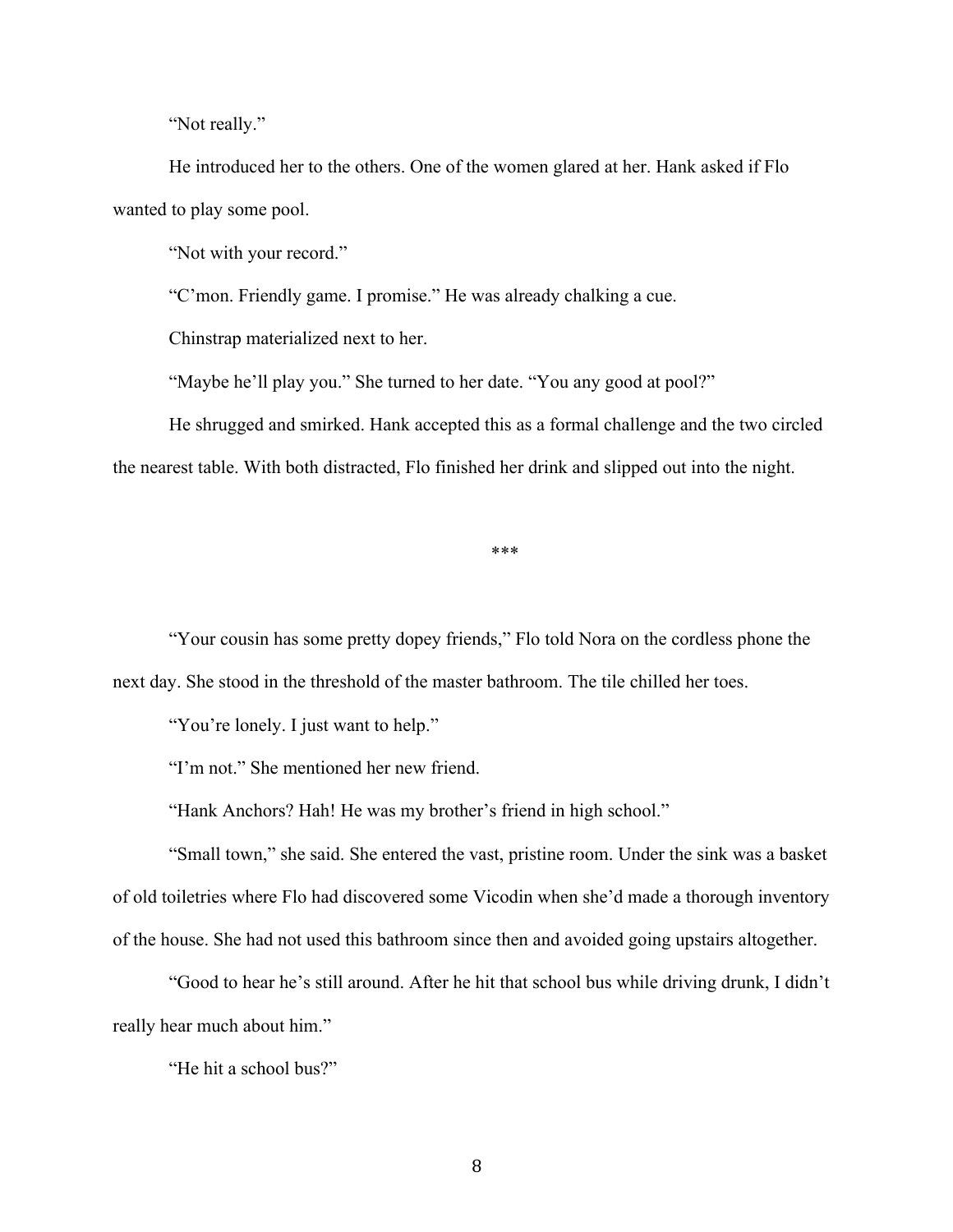"Not really."

He introduced her to the others. One of the women glared at her. Hank asked if Flo wanted to play some pool.

"Not with your record."

"C'mon. Friendly game. I promise." He was already chalking a cue.

Chinstrap materialized next to her.

"Maybe he'll play you." She turned to her date. "You any good at pool?"

He shrugged and smirked. Hank accepted this as a formal challenge and the two circled the nearest table. With both distracted, Flo finished her drink and slipped out into the night.

***

"Your cousin has some pretty dopey friends," Flo told Nora on the cordless phone the next day. She stood in the threshold of the master bathroom. The tile chilled her toes.

"You're lonely. I just want to help."

"I'm not." She mentioned her new friend.

"Hank Anchors? Hah! He was my brother's friend in high school."

"Small town," she said. She entered the vast, pristine room. Under the sink was a basket of old toiletries where Flo had discovered some Vicodin when she'd made a thorough inventory of the house. She had not used this bathroom since then and avoided going upstairs altogether.

"Good to hear he's still around. After he hit that school bus while driving drunk, I didn't really hear much about him."

"He hit a school bus?"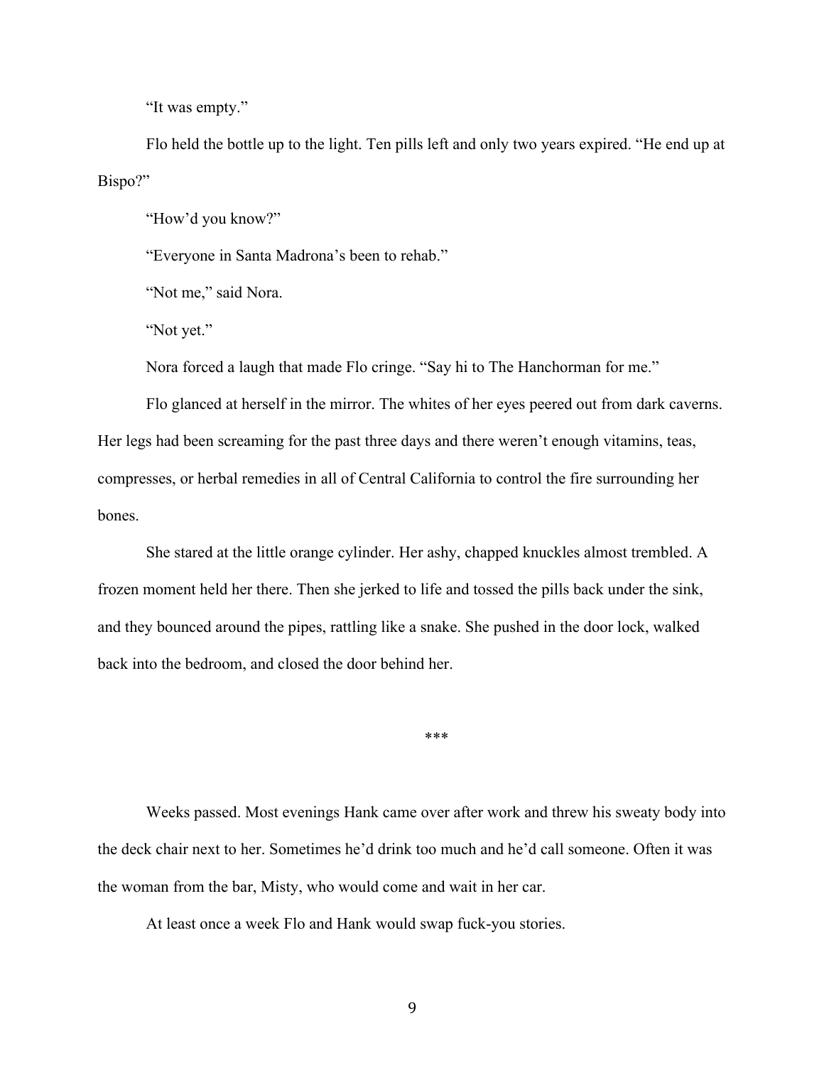"It was empty."

Flo held the bottle up to the light. Ten pills left and only two years expired. "He end up at Bispo?"

"How'd you know?"

"Everyone in Santa Madrona's been to rehab."

"Not me," said Nora.

"Not yet."

Nora forced a laugh that made Flo cringe. "Say hi to The Hanchorman for me."

Flo glanced at herself in the mirror. The whites of her eyes peered out from dark caverns. Her legs had been screaming for the past three days and there weren't enough vitamins, teas, compresses, or herbal remedies in all of Central California to control the fire surrounding her bones.

She stared at the little orange cylinder. Her ashy, chapped knuckles almost trembled. A frozen moment held her there. Then she jerked to life and tossed the pills back under the sink, and they bounced around the pipes, rattling like a snake. She pushed in the door lock, walked back into the bedroom, and closed the door behind her.

***

Weeks passed. Most evenings Hank came over after work and threw his sweaty body into the deck chair next to her. Sometimes he'd drink too much and he'd call someone. Often it was the woman from the bar, Misty, who would come and wait in her car.

At least once a week Flo and Hank would swap fuck-you stories.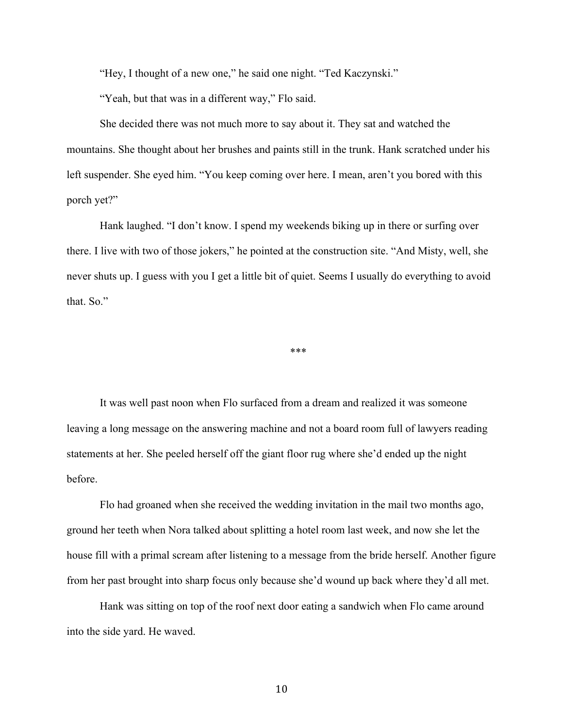"Hey, I thought of a new one," he said one night. "Ted Kaczynski."

"Yeah, but that was in a different way," Flo said.

She decided there was not much more to say about it. They sat and watched the mountains. She thought about her brushes and paints still in the trunk. Hank scratched under his left suspender. She eyed him. "You keep coming over here. I mean, aren't you bored with this porch yet?"

Hank laughed. "I don't know. I spend my weekends biking up in there or surfing over there. I live with two of those jokers," he pointed at the construction site. "And Misty, well, she never shuts up. I guess with you I get a little bit of quiet. Seems I usually do everything to avoid that. So."

***

It was well past noon when Flo surfaced from a dream and realized it was someone leaving a long message on the answering machine and not a board room full of lawyers reading statements at her. She peeled herself off the giant floor rug where she'd ended up the night before.

Flo had groaned when she received the wedding invitation in the mail two months ago, ground her teeth when Nora talked about splitting a hotel room last week, and now she let the house fill with a primal scream after listening to a message from the bride herself. Another figure from her past brought into sharp focus only because she'd wound up back where they'd all met.

Hank was sitting on top of the roof next door eating a sandwich when Flo came around into the side yard. He waved.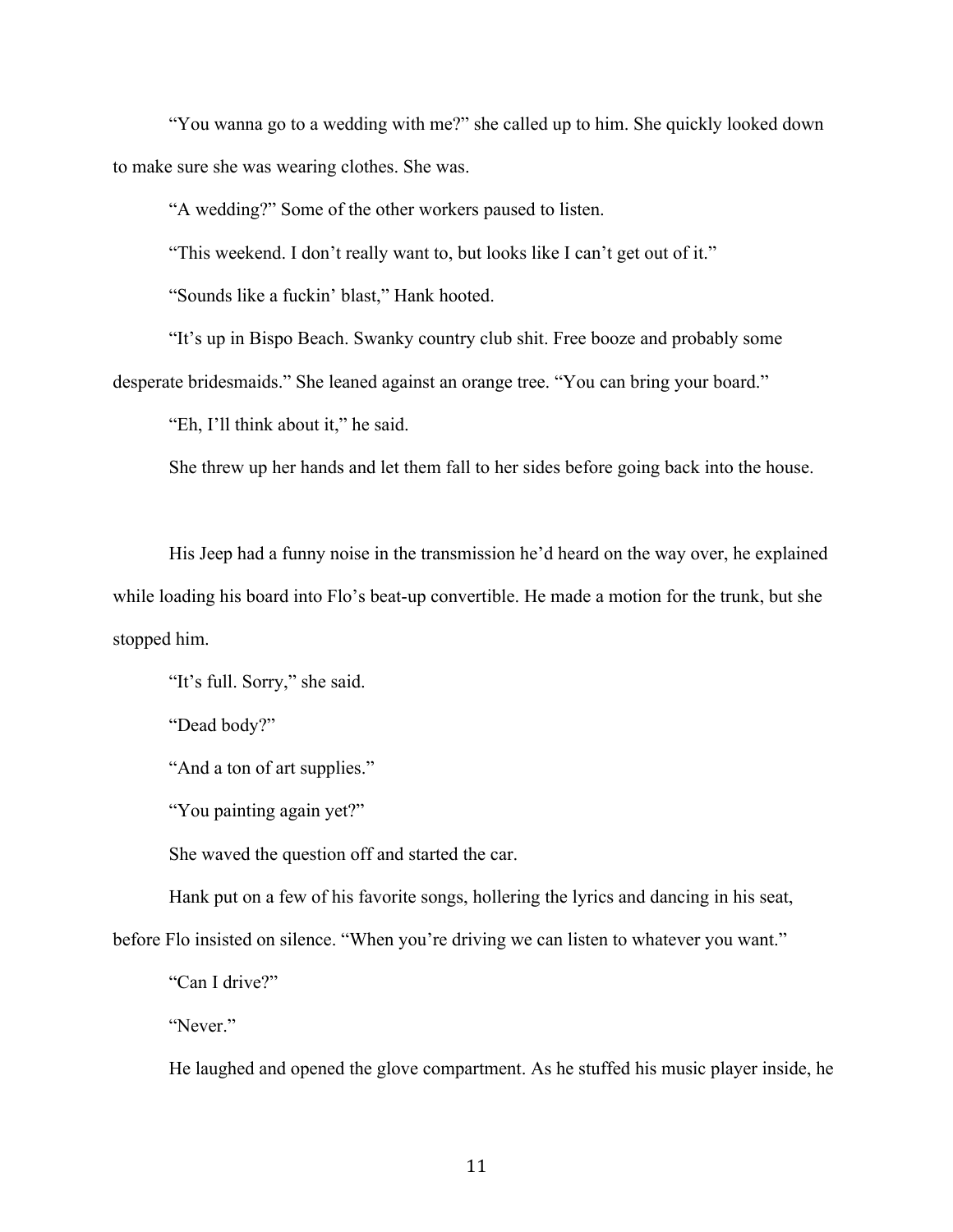"You wanna go to a wedding with me?" she called up to him. She quickly looked down to make sure she was wearing clothes. She was.

"A wedding?" Some of the other workers paused to listen.

"This weekend. I don't really want to, but looks like I can't get out of it."

"Sounds like a fuckin' blast," Hank hooted.

"It's up in Bispo Beach. Swanky country club shit. Free booze and probably some desperate bridesmaids." She leaned against an orange tree. "You can bring your board."

"Eh, I'll think about it," he said.

She threw up her hands and let them fall to her sides before going back into the house.

His Jeep had a funny noise in the transmission he'd heard on the way over, he explained while loading his board into Flo's beat-up convertible. He made a motion for the trunk, but she stopped him.

"It's full. Sorry," she said.

"Dead body?"

"And a ton of art supplies."

"You painting again yet?"

She waved the question off and started the car.

Hank put on a few of his favorite songs, hollering the lyrics and dancing in his seat, before Flo insisted on silence. "When you're driving we can listen to whatever you want."

"Can I drive?"

"Never."

He laughed and opened the glove compartment. As he stuffed his music player inside, he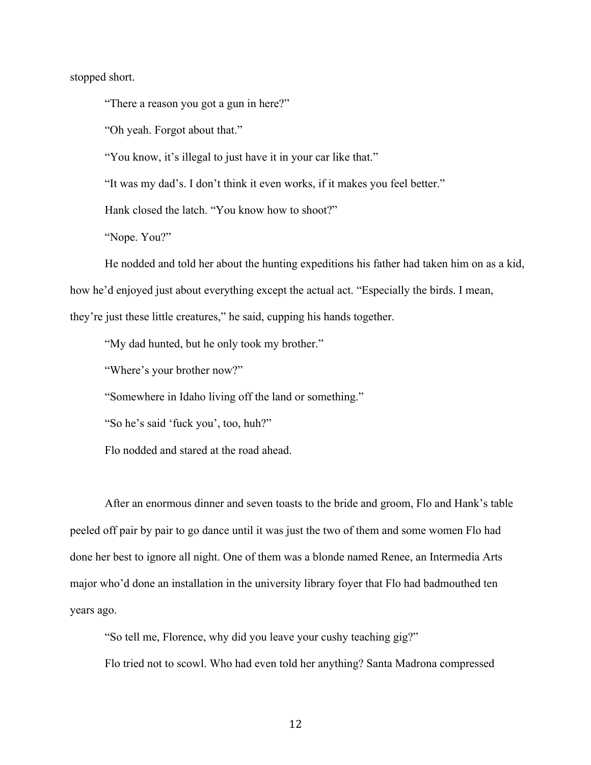stopped short.

“There a reason you got a gun in here?”

“Oh yeah. Forgot about that.”

“You know, it’s illegal to just have it in your car like that.”

“It was my dad’s. I don’t think it even works, if it makes you feel better.”

Hank closed the latch. “You know how to shoot?”

“Nope. You?”

He nodded and told her about the hunting expeditions his father had taken him on as a kid, how he’d enjoyed just about everything except the actual act. “Especially the birds. I mean, they’re just these little creatures,” he said, cupping his hands together.

“My dad hunted, but he only took my brother.”

“Where’s your brother now?”

“Somewhere in Idaho living off the land or something.”

“So he’s said ‘fuck you’, too, huh?”

Flo nodded and stared at the road ahead.

After an enormous dinner and seven toasts to the bride and groom, Flo and Hank’s table peeled off pair by pair to go dance until it was just the two of them and some women Flo had done her best to ignore all night. One of them was a blonde named Renee, an Intermedia Arts major who’d done an installation in the university library foyer that Flo had badmouthed ten years ago.

“So tell me, Florence, why did you leave your cushy teaching gig?”

Flo tried not to scowl. Who had even told her anything? Santa Madrona compressed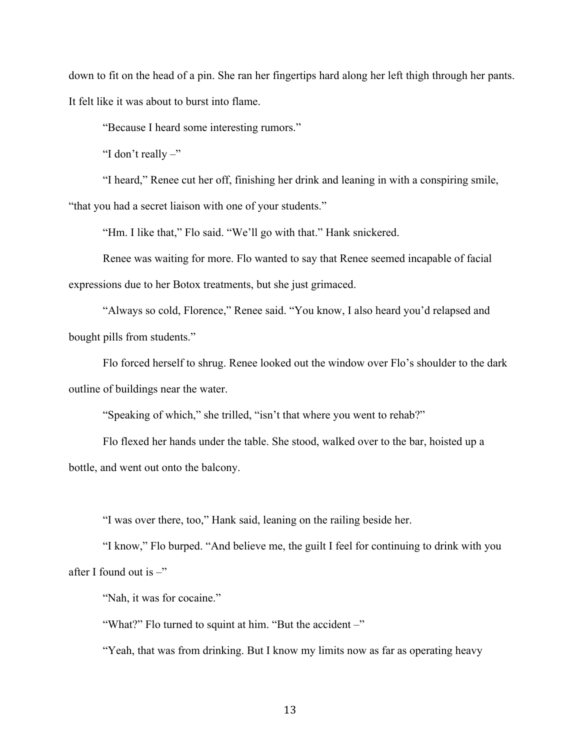down to fit on the head of a pin. She ran her fingertips hard along her left thigh through her pants. It felt like it was about to burst into flame.

"Because I heard some interesting rumors."

"I don't really –"

"I heard," Renee cut her off, finishing her drink and leaning in with a conspiring smile, "that you had a secret liaison with one of your students."

"Hm. I like that," Flo said. "We'll go with that." Hank snickered.

Renee was waiting for more. Flo wanted to say that Renee seemed incapable of facial expressions due to her Botox treatments, but she just grimaced.

"Always so cold, Florence," Renee said. "You know, I also heard you'd relapsed and bought pills from students."

Flo forced herself to shrug. Renee looked out the window over Flo's shoulder to the dark outline of buildings near the water.

"Speaking of which," she trilled, "isn't that where you went to rehab?"

Flo flexed her hands under the table. She stood, walked over to the bar, hoisted up a bottle, and went out onto the balcony.

"I was over there, too," Hank said, leaning on the railing beside her.

"I know," Flo burped. "And believe me, the guilt I feel for continuing to drink with you after I found out is –"

"Nah, it was for cocaine."

"What?" Flo turned to squint at him. "But the accident –"

"Yeah, that was from drinking. But I know my limits now as far as operating heavy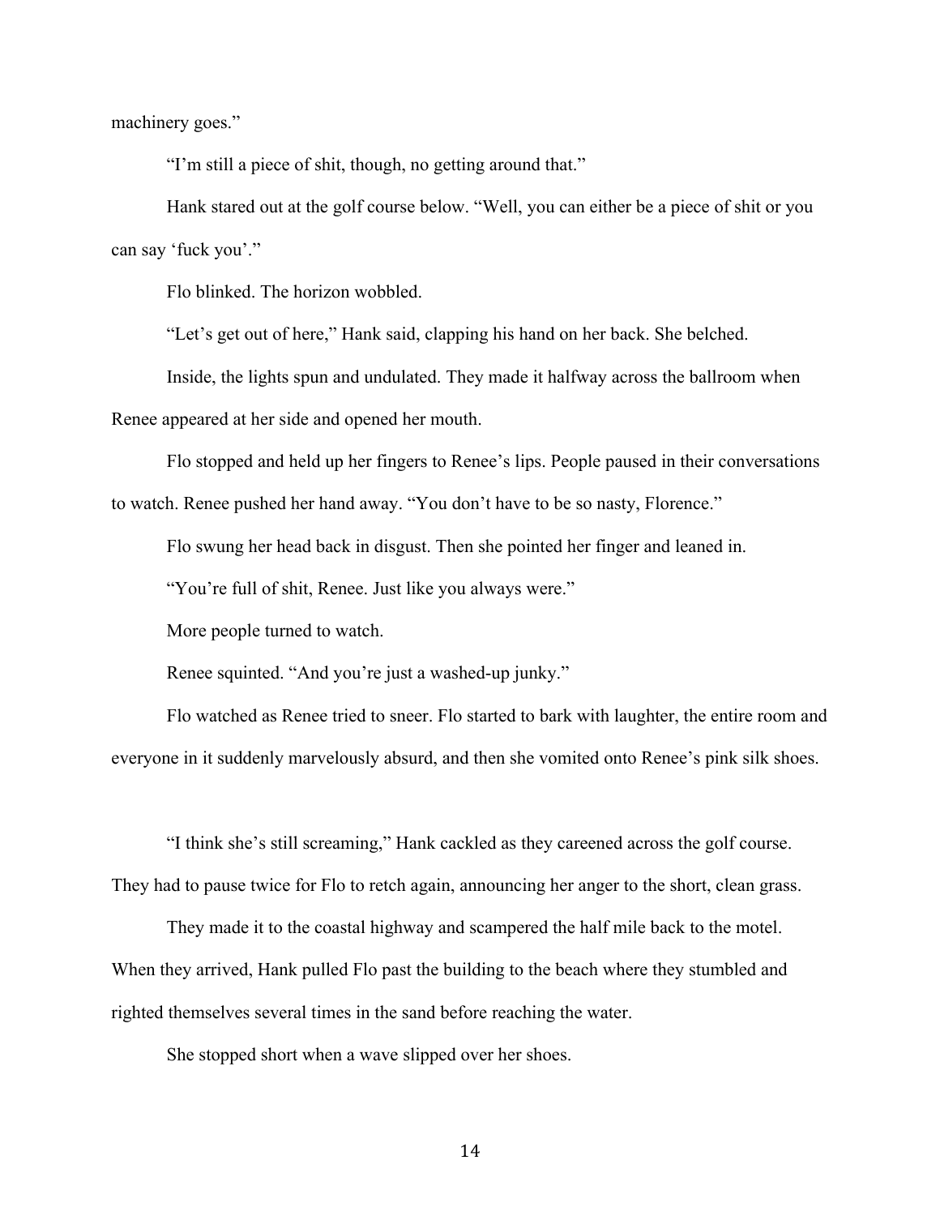machinery goes."

"I'm still a piece of shit, though, no getting around that."

Hank stared out at the golf course below. "Well, you can either be a piece of shit or you can say 'fuck you'."

Flo blinked. The horizon wobbled.

"Let's get out of here," Hank said, clapping his hand on her back. She belched.

Inside, the lights spun and undulated. They made it halfway across the ballroom when Renee appeared at her side and opened her mouth.

Flo stopped and held up her fingers to Renee's lips. People paused in their conversations to watch. Renee pushed her hand away. "You don't have to be so nasty, Florence."

Flo swung her head back in disgust. Then she pointed her finger and leaned in.

"You're full of shit, Renee. Just like you always were."

More people turned to watch.

Renee squinted. "And you're just a washed-up junky."

Flo watched as Renee tried to sneer. Flo started to bark with laughter, the entire room and everyone in it suddenly marvelously absurd, and then she vomited onto Renee's pink silk shoes.

"I think she's still screaming," Hank cackled as they careened across the golf course. They had to pause twice for Flo to retch again, announcing her anger to the short, clean grass.

They made it to the coastal highway and scampered the half mile back to the motel. When they arrived, Hank pulled Flo past the building to the beach where they stumbled and righted themselves several times in the sand before reaching the water.

She stopped short when a wave slipped over her shoes.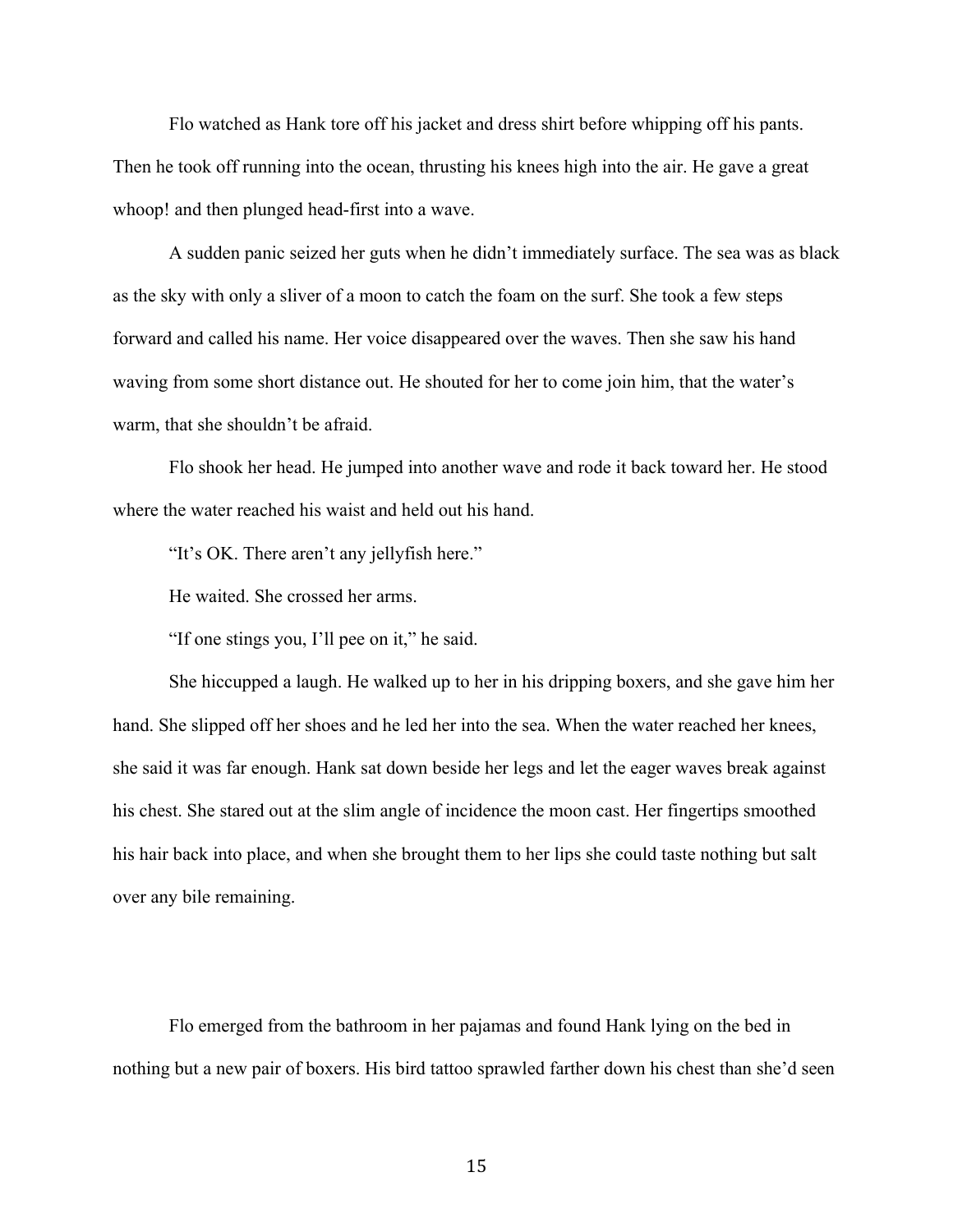Flo watched as Hank tore off his jacket and dress shirt before whipping off his pants. Then he took off running into the ocean, thrusting his knees high into the air. He gave a great whoop! and then plunged head-first into a wave.

A sudden panic seized her guts when he didn't immediately surface. The sea was as black as the sky with only a sliver of a moon to catch the foam on the surf. She took a few steps forward and called his name. Her voice disappeared over the waves. Then she saw his hand waving from some short distance out. He shouted for her to come join him, that the water's warm, that she shouldn't be afraid.

Flo shook her head. He jumped into another wave and rode it back toward her. He stood where the water reached his waist and held out his hand.

"It's OK. There aren't any jellyfish here."

He waited. She crossed her arms.

"If one stings you, I'll pee on it," he said.

She hiccupped a laugh. He walked up to her in his dripping boxers, and she gave him her hand. She slipped off her shoes and he led her into the sea. When the water reached her knees, she said it was far enough. Hank sat down beside her legs and let the eager waves break against his chest. She stared out at the slim angle of incidence the moon cast. Her fingertips smoothed his hair back into place, and when she brought them to her lips she could taste nothing but salt over any bile remaining.

Flo emerged from the bathroom in her pajamas and found Hank lying on the bed in nothing but a new pair of boxers. His bird tattoo sprawled farther down his chest than she'd seen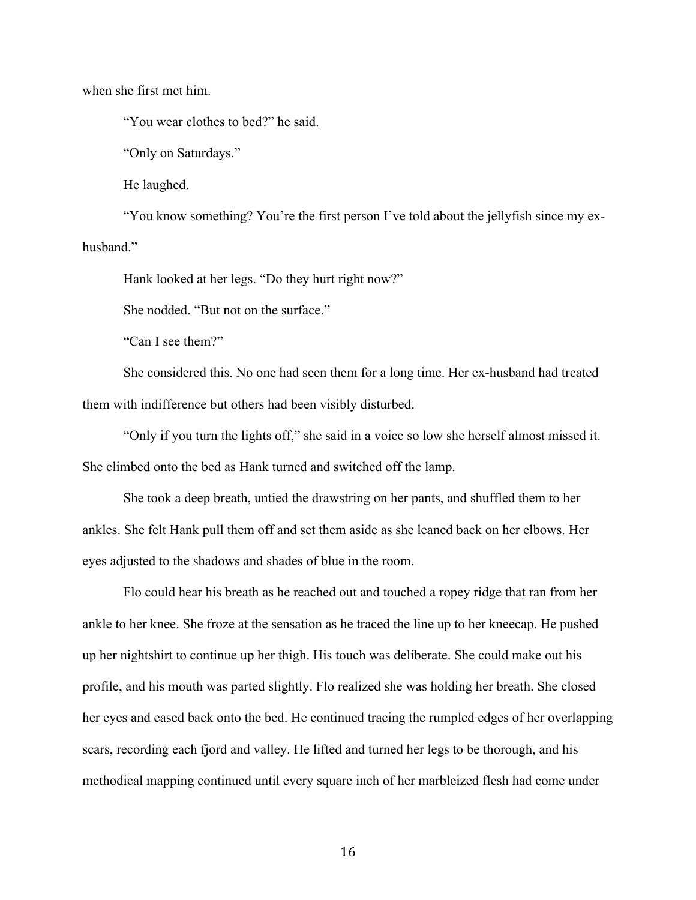when she first met him.

"You wear clothes to bed?" he said.

"Only on Saturdays."

He laughed.

"You know something? You're the first person I've told about the jellyfish since my ex-husband."

Hank looked at her legs. "Do they hurt right now?"

She nodded. "But not on the surface."

"Can I see them?"

She considered this. No one had seen them for a long time. Her ex-husband had treated them with indifference but others had been visibly disturbed.

"Only if you turn the lights off," she said in a voice so low she herself almost missed it. She climbed onto the bed as Hank turned and switched off the lamp.

She took a deep breath, untied the drawstring on her pants, and shuffled them to her ankles. She felt Hank pull them off and set them aside as she leaned back on her elbows. Her eyes adjusted to the shadows and shades of blue in the room.

Flo could hear his breath as he reached out and touched a ropey ridge that ran from her ankle to her knee. She froze at the sensation as he traced the line up to her kneecap. He pushed up her nightshirt to continue up her thigh. His touch was deliberate. She could make out his profile, and his mouth was parted slightly. Flo realized she was holding her breath. She closed her eyes and eased back onto the bed. He continued tracing the rumpled edges of her overlapping scars, recording each fjord and valley. He lifted and turned her legs to be thorough, and his methodical mapping continued until every square inch of her marbleized flesh had come under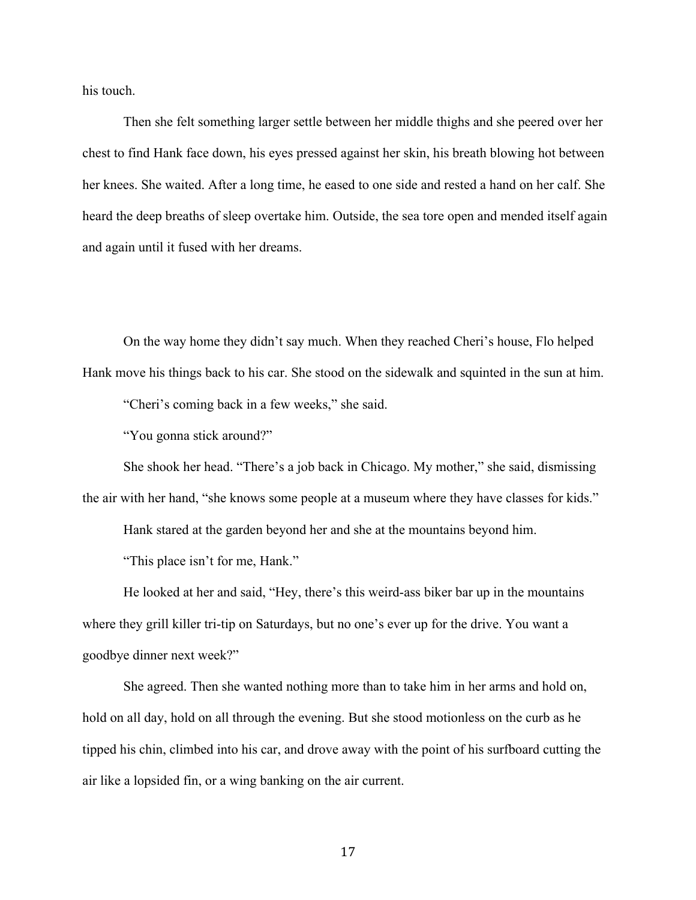his touch.

Then she felt something larger settle between her middle thighs and she peered over her chest to find Hank face down, his eyes pressed against her skin, his breath blowing hot between her knees. She waited. After a long time, he eased to one side and rested a hand on her calf. She heard the deep breaths of sleep overtake him. Outside, the sea tore open and mended itself again and again until it fused with her dreams.

On the way home they didn't say much. When they reached Cheri's house, Flo helped Hank move his things back to his car. She stood on the sidewalk and squinted in the sun at him.

"Cheri's coming back in a few weeks," she said.

"You gonna stick around?"

She shook her head. "There's a job back in Chicago. My mother," she said, dismissing the air with her hand, "she knows some people at a museum where they have classes for kids."

Hank stared at the garden beyond her and she at the mountains beyond him.

"This place isn't for me, Hank."

He looked at her and said, "Hey, there's this weird-ass biker bar up in the mountains where they grill killer tri-tip on Saturdays, but no one's ever up for the drive. You want a goodbye dinner next week?"

She agreed. Then she wanted nothing more than to take him in her arms and hold on, hold on all day, hold on all through the evening. But she stood motionless on the curb as he tipped his chin, climbed into his car, and drove away with the point of his surfboard cutting the air like a lopsided fin, or a wing banking on the air current.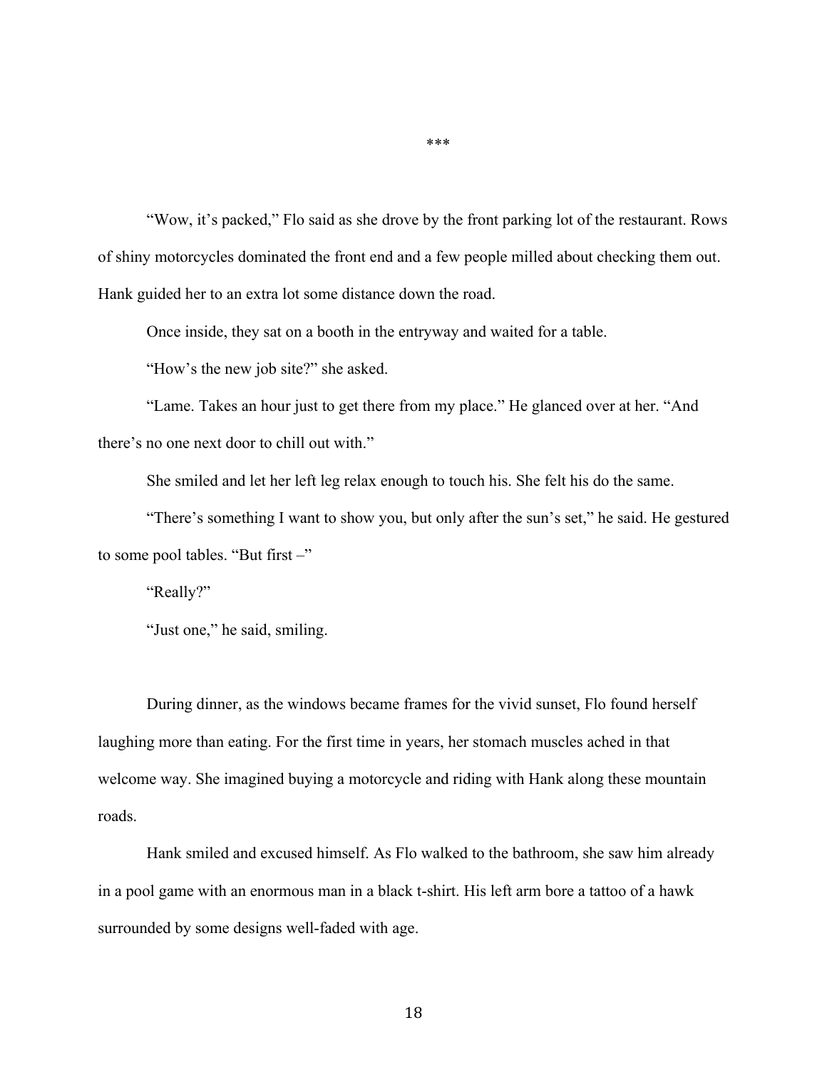***

“Wow, it’s packed,” Flo said as she drove by the front parking lot of the restaurant. Rows of shiny motorcycles dominated the front end and a few people milled about checking them out. Hank guided her to an extra lot some distance down the road.

Once inside, they sat on a booth in the entryway and waited for a table.

“How’s the new job site?” she asked.

“Lame. Takes an hour just to get there from my place.” He glanced over at her. “And there’s no one next door to chill out with.”

She smiled and let her left leg relax enough to touch his. She felt his do the same.

“There’s something I want to show you, but only after the sun’s set,” he said. He gestured to some pool tables. “But first –”

“Really?”

“Just one,” he said, smiling.

During dinner, as the windows became frames for the vivid sunset, Flo found herself laughing more than eating. For the first time in years, her stomach muscles ached in that welcome way. She imagined buying a motorcycle and riding with Hank along these mountain roads.

Hank smiled and excused himself. As Flo walked to the bathroom, she saw him already in a pool game with an enormous man in a black t-shirt. His left arm bore a tattoo of a hawk surrounded by some designs well-faded with age.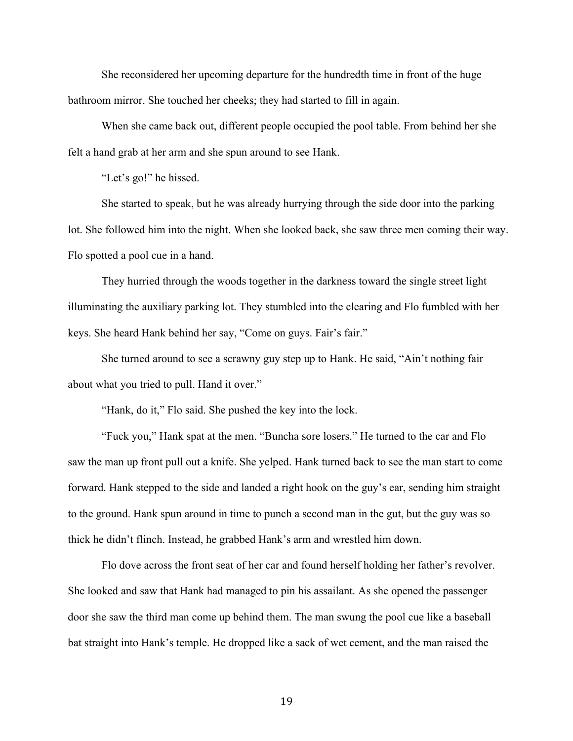She reconsidered her upcoming departure for the hundredth time in front of the huge bathroom mirror. She touched her cheeks; they had started to fill in again.

When she came back out, different people occupied the pool table. From behind her she felt a hand grab at her arm and she spun around to see Hank.

"Let's go!" he hissed.

She started to speak, but he was already hurrying through the side door into the parking lot. She followed him into the night. When she looked back, she saw three men coming their way. Flo spotted a pool cue in a hand.

They hurried through the woods together in the darkness toward the single street light illuminating the auxiliary parking lot. They stumbled into the clearing and Flo fumbled with her keys. She heard Hank behind her say, "Come on guys. Fair's fair."

She turned around to see a scrawny guy step up to Hank. He said, "Ain't nothing fair about what you tried to pull. Hand it over."

"Hank, do it," Flo said. She pushed the key into the lock.

"Fuck you," Hank spat at the men. "Buncha sore losers." He turned to the car and Flo saw the man up front pull out a knife. She yelped. Hank turned back to see the man start to come forward. Hank stepped to the side and landed a right hook on the guy's ear, sending him straight to the ground. Hank spun around in time to punch a second man in the gut, but the guy was so thick he didn't flinch. Instead, he grabbed Hank's arm and wrestled him down.

Flo dove across the front seat of her car and found herself holding her father's revolver. She looked and saw that Hank had managed to pin his assailant. As she opened the passenger door she saw the third man come up behind them. The man swung the pool cue like a baseball bat straight into Hank's temple. He dropped like a sack of wet cement, and the man raised the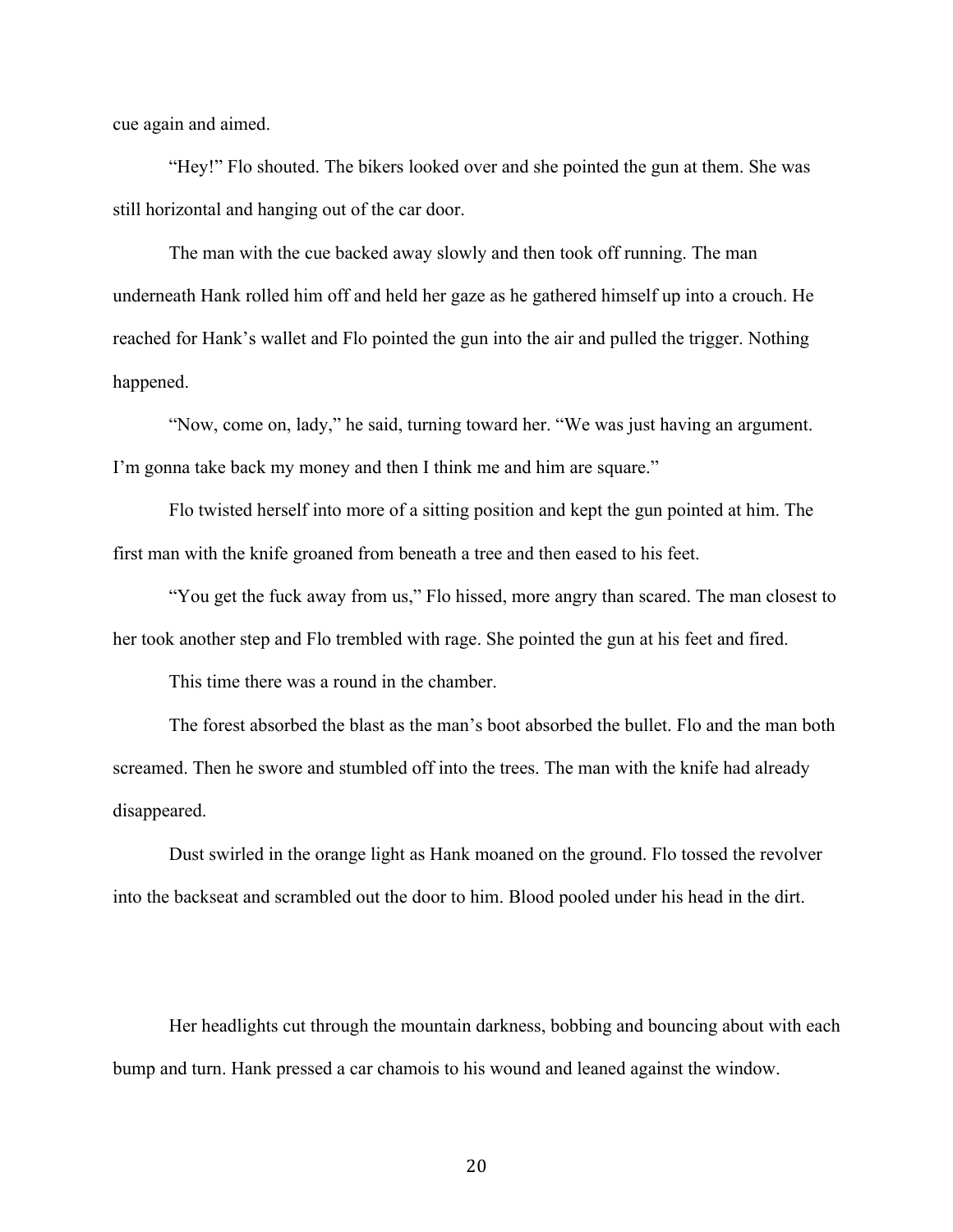cue again and aimed.

"Hey!" Flo shouted. The bikers looked over and she pointed the gun at them. She was still horizontal and hanging out of the car door.

The man with the cue backed away slowly and then took off running. The man underneath Hank rolled him off and held her gaze as he gathered himself up into a crouch. He reached for Hank's wallet and Flo pointed the gun into the air and pulled the trigger. Nothing happened.

"Now, come on, lady," he said, turning toward her. "We was just having an argument. I'm gonna take back my money and then I think me and him are square."

Flo twisted herself into more of a sitting position and kept the gun pointed at him. The first man with the knife groaned from beneath a tree and then eased to his feet.

"You get the fuck away from us," Flo hissed, more angry than scared. The man closest to her took another step and Flo trembled with rage. She pointed the gun at his feet and fired.

This time there was a round in the chamber.

The forest absorbed the blast as the man's boot absorbed the bullet. Flo and the man both screamed. Then he swore and stumbled off into the trees. The man with the knife had already disappeared.

Dust swirled in the orange light as Hank moaned on the ground. Flo tossed the revolver into the backseat and scrambled out the door to him. Blood pooled under his head in the dirt.

Her headlights cut through the mountain darkness, bobbing and bouncing about with each bump and turn. Hank pressed a car chamois to his wound and leaned against the window.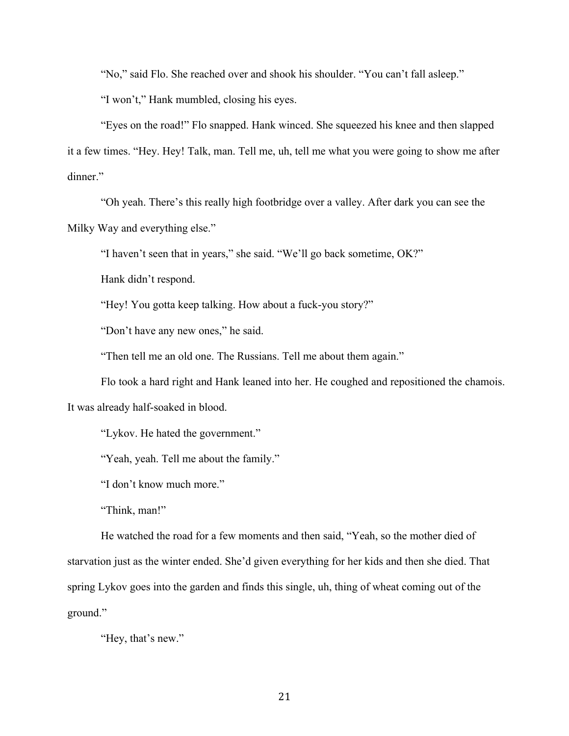"No," said Flo. She reached over and shook his shoulder. "You can't fall asleep."

"I won't," Hank mumbled, closing his eyes.

"Eyes on the road!" Flo snapped. Hank winced. She squeezed his knee and then slapped it a few times. "Hey. Hey! Talk, man. Tell me, uh, tell me what you were going to show me after dinner."

"Oh yeah. There's this really high footbridge over a valley. After dark you can see the Milky Way and everything else."

"I haven't seen that in years," she said. "We'll go back sometime, OK?"

Hank didn't respond.

"Hey! You gotta keep talking. How about a fuck-you story?"

"Don't have any new ones," he said.

"Then tell me an old one. The Russians. Tell me about them again."

Flo took a hard right and Hank leaned into her. He coughed and repositioned the chamois. It was already half-soaked in blood.

"Lykov. He hated the government."

"Yeah, yeah. Tell me about the family."

"I don't know much more."

"Think, man!"

He watched the road for a few moments and then said, "Yeah, so the mother died of starvation just as the winter ended. She'd given everything for her kids and then she died. That spring Lykov goes into the garden and finds this single, uh, thing of wheat coming out of the ground."

"Hey, that's new."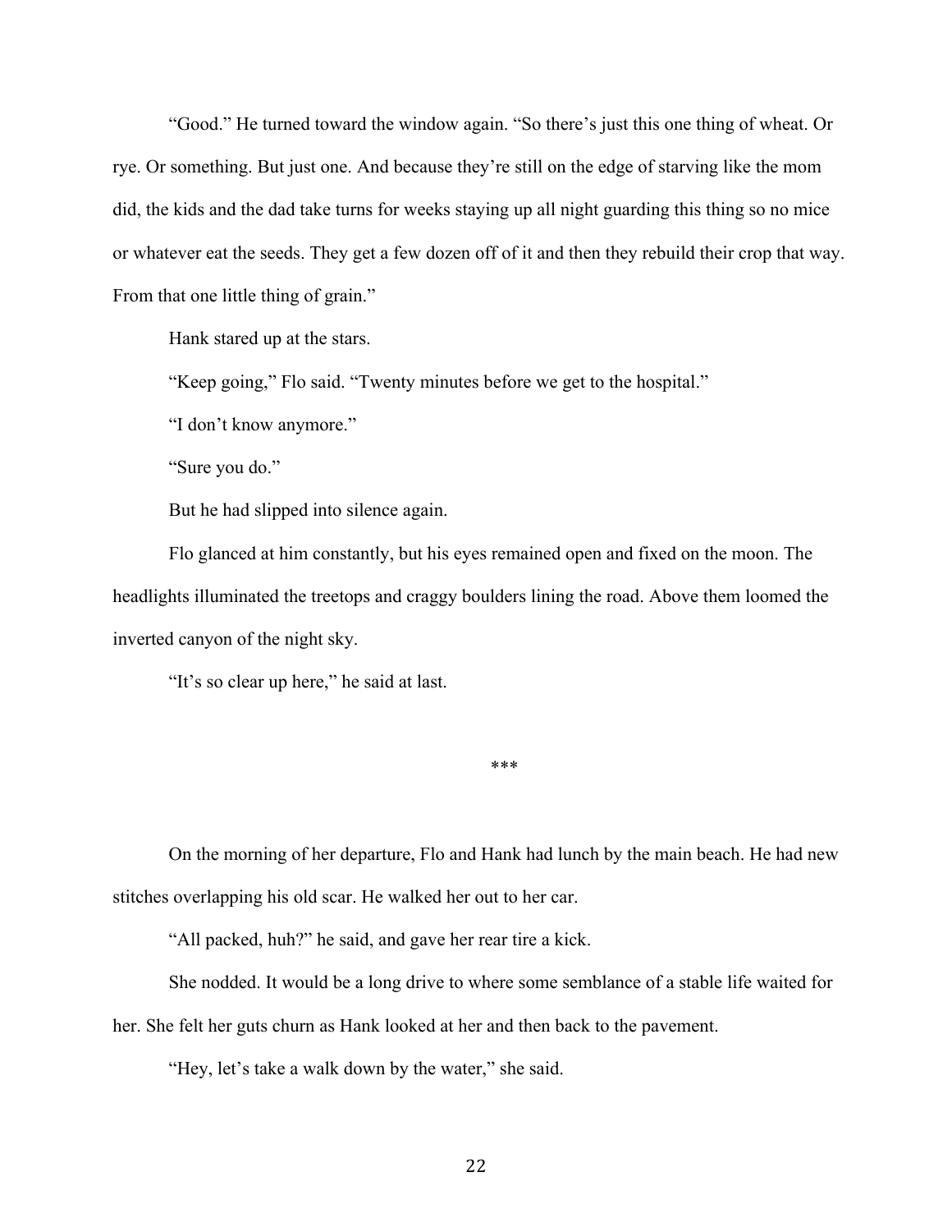"Good." He turned toward the window again. "So there's just this one thing of wheat. Or rye. Or something. But just one. And because they're still on the edge of starving like the mom did, the kids and the dad take turns for weeks staying up all night guarding this thing so no mice or whatever eat the seeds. They get a few dozen off of it and then they rebuild their crop that way. From that one little thing of grain."

Hank stared up at the stars.

"Keep going," Flo said. "Twenty minutes before we get to the hospital."

"I don't know anymore."

"Sure you do."

But he had slipped into silence again.

Flo glanced at him constantly, but his eyes remained open and fixed on the moon. The headlights illuminated the treetops and craggy boulders lining the road. Above them loomed the inverted canyon of the night sky.

"It's so clear up here," he said at last.

***

On the morning of her departure, Flo and Hank had lunch by the main beach. He had new stitches overlapping his old scar. He walked her out to her car.

"All packed, huh?" he said, and gave her rear tire a kick.

She nodded. It would be a long drive to where some semblance of a stable life waited for her. She felt her guts churn as Hank looked at her and then back to the pavement.

"Hey, let's take a walk down by the water," she said.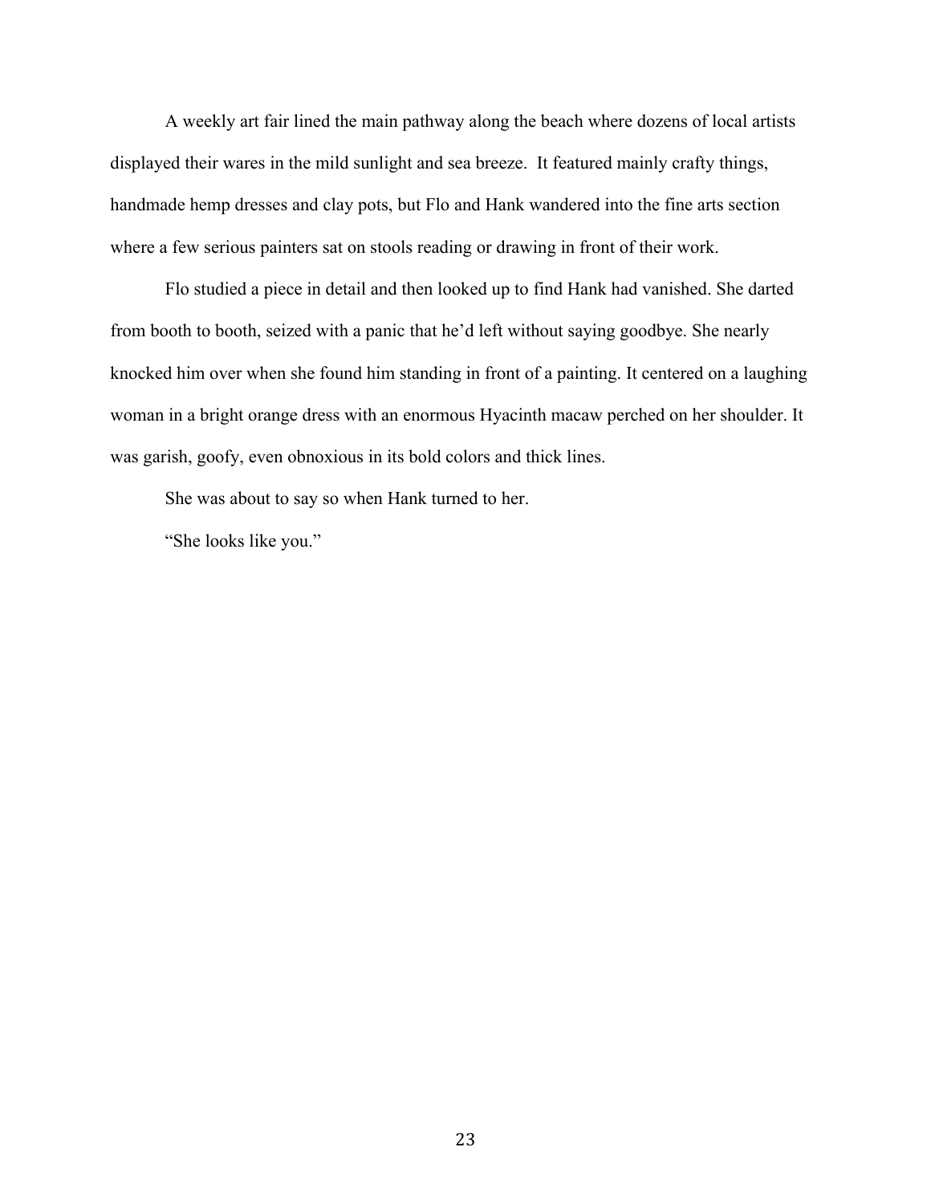A weekly art fair lined the main pathway along the beach where dozens of local artists displayed their wares in the mild sunlight and sea breeze.  It featured mainly crafty things, handmade hemp dresses and clay pots, but Flo and Hank wandered into the fine arts section where a few serious painters sat on stools reading or drawing in front of their work.

Flo studied a piece in detail and then looked up to find Hank had vanished. She darted from booth to booth, seized with a panic that he'd left without saying goodbye. She nearly knocked him over when she found him standing in front of a painting. It centered on a laughing woman in a bright orange dress with an enormous Hyacinth macaw perched on her shoulder. It was garish, goofy, even obnoxious in its bold colors and thick lines.

She was about to say so when Hank turned to her.

"She looks like you."